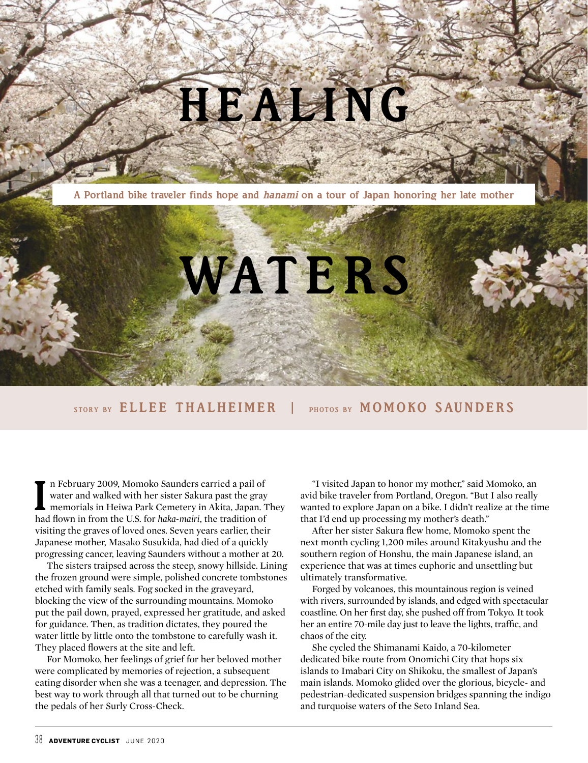# HEALING WATERS

**A Portland bike traveler finds hope and *hanami* on a tour of Japan honoring her late mother**

STORY BY **ELLEE THALHEIMER** | PHOTOS BY **MOMOKO SAUNDERS**

In February 2009, Momoko Saunders carried a pail of water and walked with her sister Sakura past the gray memorials in Heiwa Park Cemetery in Akita, Japan. They had flown in from the U.S. for *haka-mairi*, the tradition of visiting the graves of loved ones. Seven years earlier, their Japanese mother, Masako Susukida, had died of a quickly progressing cancer, leaving Saunders without a mother at 20.

The sisters traipsed across the steep, snowy hillside. Lining the frozen ground were simple, polished concrete tombstones etched with family seals. Fog socked in the graveyard, blocking the view of the surrounding mountains. Momoko put the pail down, prayed, expressed her gratitude, and asked for guidance. Then, as tradition dictates, they poured the water little by little onto the tombstone to carefully wash it. They placed flowers at the site and left.

For Momoko, her feelings of grief for her beloved mother were complicated by memories of rejection, a subsequent eating disorder when she was a teenager, and depression. The best way to work through all that turned out to be churning the pedals of her Surly Cross-Check.

"I visited Japan to honor my mother," said Momoko, an avid bike traveler from Portland, Oregon. "But I also really wanted to explore Japan on a bike. I didn't realize at the time that I'd end up processing my mother's death."

After her sister Sakura flew home, Momoko spent the next month cycling 1,200 miles around Kitakyushu and the southern region of Honshu, the main Japanese island, an experience that was at times euphoric and unsettling but ultimately transformative.

Forged by volcanoes, this mountainous region is veined with rivers, surrounded by islands, and edged with spectacular coastline. On her first day, she pushed off from Tokyo. It took her an entire 70-mile day just to leave the lights, traffic, and chaos of the city.

She cycled the Shimanami Kaido, a 70-kilometer dedicated bike route from Onomichi City that hops six islands to Imabari City on Shikoku, the smallest of Japan's main islands. Momoko glided over the glorious, bicycle- and pedestrian-dedicated suspension bridges spanning the indigo and turquoise waters of the Seto Inland Sea.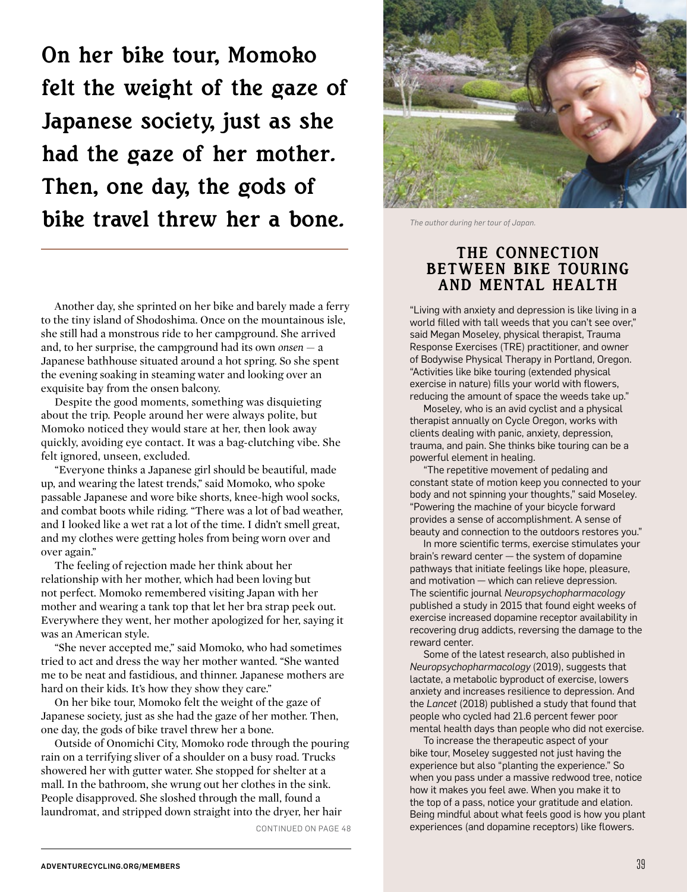**On her bike tour, Momoko felt the weight of the gaze of Japanese society, just as she had the gaze of her mother. Then, one day, the gods of bike travel threw her a bone.**

Another day, she sprinted on her bike and barely made a ferry to the tiny island of Shodoshima. Once on the mountainous isle, she still had a monstrous ride to her campground. She arrived and, to her surprise, the campground had its own *onsen* — a Japanese bathhouse situated around a hot spring. So she spent the evening soaking in steaming water and looking over an exquisite bay from the onsen balcony.

Despite the good moments, something was disquieting about the trip. People around her were always polite, but Momoko noticed they would stare at her, then look away quickly, avoiding eye contact. It was a bag-clutching vibe. She felt ignored, unseen, excluded.

"Everyone thinks a Japanese girl should be beautiful, made up, and wearing the latest trends," said Momoko, who spoke passable Japanese and wore bike shorts, knee-high wool socks, and combat boots while riding. "There was a lot of bad weather, and I looked like a wet rat a lot of the time. I didn't smell great, and my clothes were getting holes from being worn over and over again."

The feeling of rejection made her think about her relationship with her mother, which had been loving but not perfect. Momoko remembered visiting Japan with her mother and wearing a tank top that let her bra strap peek out. Everywhere they went, her mother apologized for her, saying it was an American style.

"She never accepted me," said Momoko, who had sometimes tried to act and dress the way her mother wanted. "She wanted me to be neat and fastidious, and thinner. Japanese mothers are hard on their kids. It's how they show they care."

On her bike tour, Momoko felt the weight of the gaze of Japanese society, just as she had the gaze of her mother. Then, one day, the gods of bike travel threw her a bone.

Outside of Onomichi City, Momoko rode through the pouring rain on a terrifying sliver of a shoulder on a busy road. Trucks showered her with gutter water. She stopped for shelter at a mall. In the bathroom, she wrung out her clothes in the sink. People disapproved. She sloshed through the mall, found a laundromat, and stripped down straight into the dryer, her hair

CONTINUED ON PAGE 48

*The author during her tour of Japan.*

## THE CONNECTION BETWEEN BIKE TOURING AND MENTAL HEALTH

"Living with anxiety and depression is like living in a world filled with tall weeds that you can't see over," said Megan Moseley, physical therapist, Trauma Response Exercises (TRE) practitioner, and owner of Bodywise Physical Therapy in Portland, Oregon. "Activities like bike touring (extended physical exercise in nature) fills your world with flowers, reducing the amount of space the weeds take up."

Moseley, who is an avid cyclist and a physical therapist annually on Cycle Oregon, works with clients dealing with panic, anxiety, depression, trauma, and pain. She thinks bike touring can be a powerful element in healing.

"The repetitive movement of pedaling and constant state of motion keep you connected to your body and not spinning your thoughts," said Moseley. "Powering the machine of your bicycle forward provides a sense of accomplishment. A sense of beauty and connection to the outdoors restores you."

In more scientific terms, exercise stimulates your brain's reward center — the system of dopamine pathways that initiate feelings like hope, pleasure, and motivation — which can relieve depression. The scientific journal *Neuropsychopharmacology* published a study in 2015 that found eight weeks of exercise increased dopamine receptor availability in recovering drug addicts, reversing the damage to the reward center.

Some of the latest research, also published in *Neuropsychopharmacology* (2019), suggests that lactate, a metabolic byproduct of exercise, lowers anxiety and increases resilience to depression. And the *Lancet* (2018) published a study that found that people who cycled had 21.6 percent fewer poor mental health days than people who did not exercise.

To increase the therapeutic aspect of your bike tour, Moseley suggested not just having the experience but also "planting the experience." So when you pass under a massive redwood tree, notice how it makes you feel awe. When you make it to the top of a pass, notice your gratitude and elation. Being mindful about what feels good is how you plant experiences (and dopamine receptors) like flowers.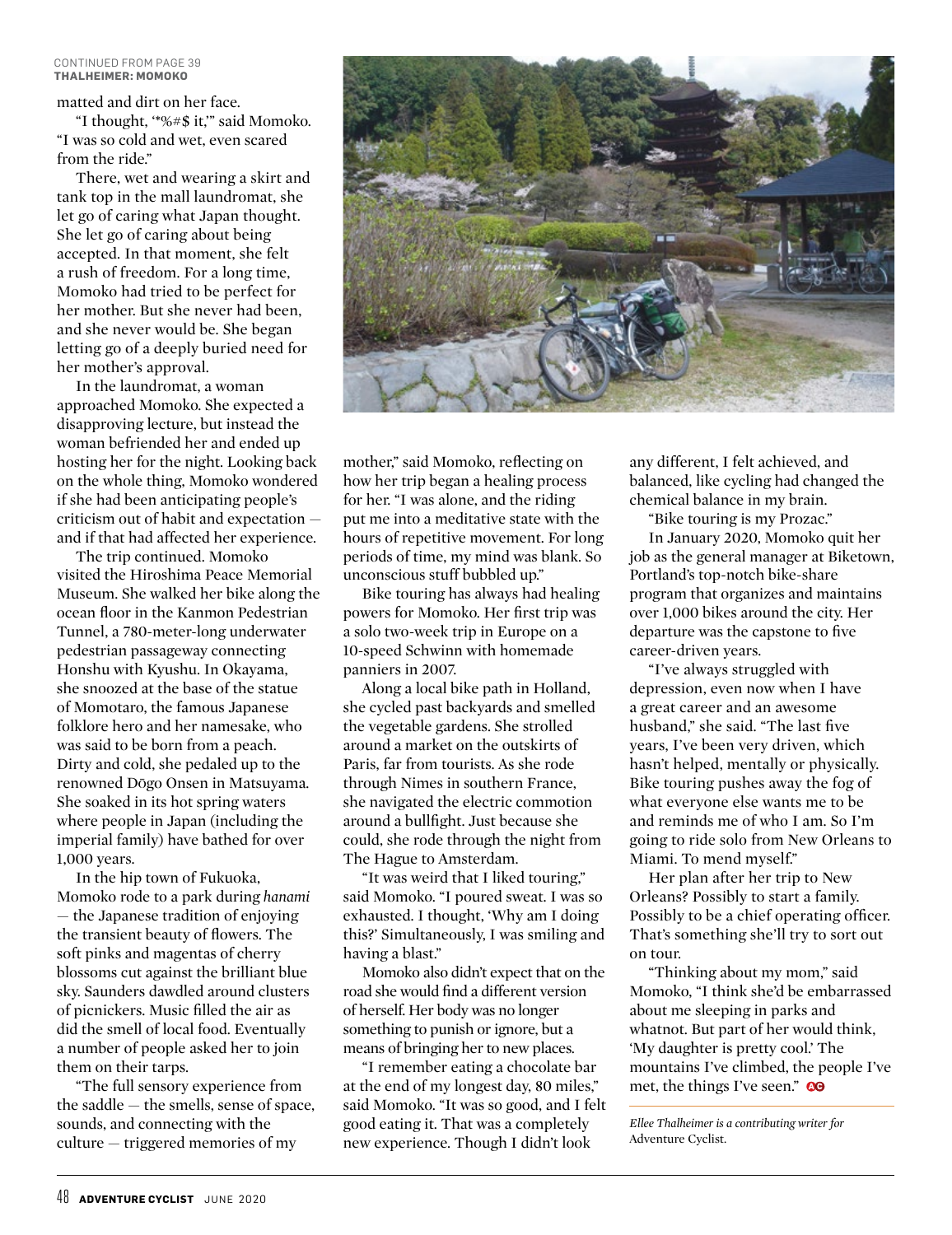CONTINUED FROM PAGE 39
**THALHEIMER: MOMOKO**

matted and dirt on her face.

"I thought, '*%#$ it,'" said Momoko. "I was so cold and wet, even scared from the ride."

There, wet and wearing a skirt and tank top in the mall laundromat, she let go of caring what Japan thought. She let go of caring about being accepted. In that moment, she felt a rush of freedom. For a long time, Momoko had tried to be perfect for her mother. But she never had been, and she never would be. She began letting go of a deeply buried need for her mother's approval.

In the laundromat, a woman approached Momoko. She expected a disapproving lecture, but instead the woman befriended her and ended up hosting her for the night. Looking back on the whole thing, Momoko wondered if she had been anticipating people's criticism out of habit and expectation — and if that had affected her experience.

The trip continued. Momoko visited the Hiroshima Peace Memorial Museum. She walked her bike along the ocean floor in the Kanmon Pedestrian Tunnel, a 780-meter-long underwater pedestrian passageway connecting Honshu with Kyushu. In Okayama, she snoozed at the base of the statue of Momotaro, the famous Japanese folklore hero and her namesake, who was said to be born from a peach. Dirty and cold, she pedaled up to the renowned Dōgo Onsen in Matsuyama. She soaked in its hot spring waters where people in Japan (including the imperial family) have bathed for over 1,000 years.

In the hip town of Fukuoka, Momoko rode to a park during *hanami* — the Japanese tradition of enjoying the transient beauty of flowers. The soft pinks and magentas of cherry blossoms cut against the brilliant blue sky. Saunders dawdled around clusters of picnickers. Music filled the air as did the smell of local food. Eventually a number of people asked her to join them on their tarps.

"The full sensory experience from the saddle — the smells, sense of space, sounds, and connecting with the culture — triggered memories of my mother," said Momoko, reflecting on how her trip began a healing process for her. "I was alone, and the riding put me into a meditative state with the hours of repetitive movement. For long periods of time, my mind was blank. So unconscious stuff bubbled up."

Bike touring has always had healing powers for Momoko. Her first trip was a solo two-week trip in Europe on a 10-speed Schwinn with homemade panniers in 2007.

Along a local bike path in Holland, she cycled past backyards and smelled the vegetable gardens. She strolled around a market on the outskirts of Paris, far from tourists. As she rode through Nimes in southern France, she navigated the electric commotion around a bullfight. Just because she could, she rode through the night from The Hague to Amsterdam.

"It was weird that I liked touring," said Momoko. "I poured sweat. I was so exhausted. I thought, 'Why am I doing this?' Simultaneously, I was smiling and having a blast."

Momoko also didn't expect that on the road she would find a different version of herself. Her body was no longer something to punish or ignore, but a means of bringing her to new places.

"I remember eating a chocolate bar at the end of my longest day, 80 miles," said Momoko. "It was so good, and I felt good eating it. That was a completely new experience. Though I didn't look any different, I felt achieved, and balanced, like cycling had changed the chemical balance in my brain.

"Bike touring is my Prozac."

In January 2020, Momoko quit her job as the general manager at Biketown, Portland's top-notch bike-share program that organizes and maintains over 1,000 bikes around the city. Her departure was the capstone to five career-driven years.

"I've always struggled with depression, even now when I have a great career and an awesome husband," she said. "The last five years, I've been very driven, which hasn't helped, mentally or physically. Bike touring pushes away the fog of what everyone else wants me to be and reminds me of who I am. So I'm going to ride solo from New Orleans to Miami. To mend myself."

Her plan after her trip to New Orleans? Possibly to start a family. Possibly to be a chief operating officer. That's something she'll try to sort out on tour.

"Thinking about my mom," said Momoko, "I think she'd be embarrassed about me sleeping in parks and whatnot. But part of her would think, 'My daughter is pretty cool.' The mountains I've climbed, the people I've met, the things I've seen."

*Ellee Thalheimer is a contributing writer for* Adventure Cyclist.